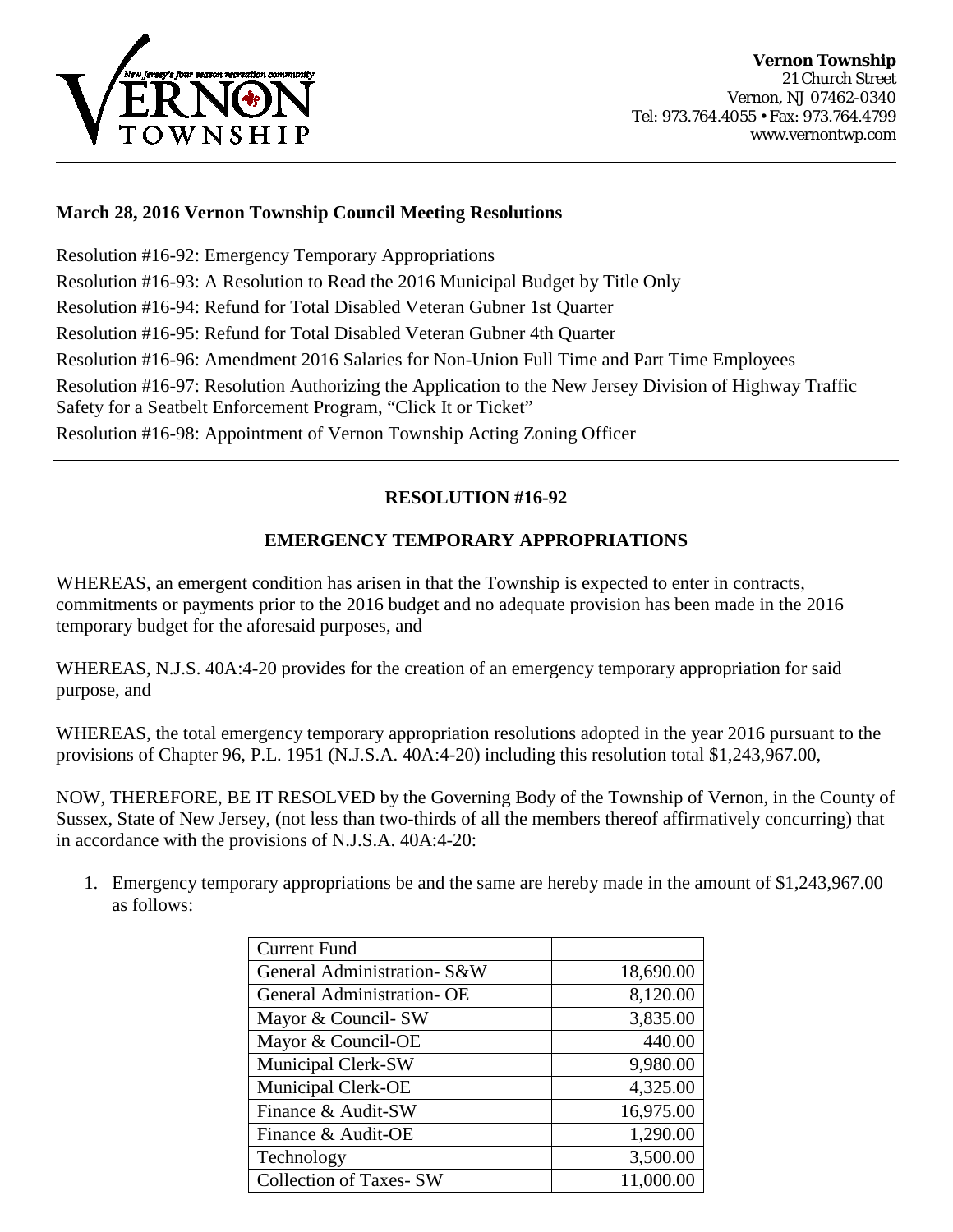**Vernon Township**
21 Church Street
Vernon, NJ 07462-0340
Tel: 973.764.4055 • Fax: 973.764.4799
www.vernontwp.com

### March 28, 2016 Vernon Township Council Meeting Resolutions

Resolution #16-92: Emergency Temporary Appropriations

Resolution #16-93: A Resolution to Read the 2016 Municipal Budget by Title Only

Resolution #16-94: Refund for Total Disabled Veteran Gubner 1st Quarter

Resolution #16-95: Refund for Total Disabled Veteran Gubner 4th Quarter

Resolution #16-96: Amendment 2016 Salaries for Non-Union Full Time and Part Time Employees

Resolution #16-97: Resolution Authorizing the Application to the New Jersey Division of Highway Traffic Safety for a Seatbelt Enforcement Program, "Click It or Ticket"

Resolution #16-98: Appointment of Vernon Township Acting Zoning Officer

---

## RESOLUTION #16-92

## EMERGENCY TEMPORARY APPROPRIATIONS

WHEREAS, an emergent condition has arisen in that the Township is expected to enter in contracts, commitments or payments prior to the 2016 budget and no adequate provision has been made in the 2016 temporary budget for the aforesaid purposes, and

WHEREAS, N.J.S. 40A:4-20 provides for the creation of an emergency temporary appropriation for said purpose, and

WHEREAS, the total emergency temporary appropriation resolutions adopted in the year 2016 pursuant to the provisions of Chapter 96, P.L. 1951 (N.J.S.A. 40A:4-20) including this resolution total $1,243,967.00,

NOW, THEREFORE, BE IT RESOLVED by the Governing Body of the Township of Vernon, in the County of Sussex, State of New Jersey, (not less than two-thirds of all the members thereof affirmatively concurring) that in accordance with the provisions of N.J.S.A. 40A:4-20:

1. Emergency temporary appropriations be and the same are hereby made in the amount of $1,243,967.00 as follows:

| | |
|---|---|
| Current Fund | |
| General Administration- S&W | 18,690.00 |
| General Administration- OE | 8,120.00 |
| Mayor & Council- SW | 3,835.00 |
| Mayor & Council-OE | 440.00 |
| Municipal Clerk-SW | 9,980.00 |
| Municipal Clerk-OE | 4,325.00 |
| Finance & Audit-SW | 16,975.00 |
| Finance & Audit-OE | 1,290.00 |
| Technology | 3,500.00 |
| Collection of Taxes- SW | 11,000.00 |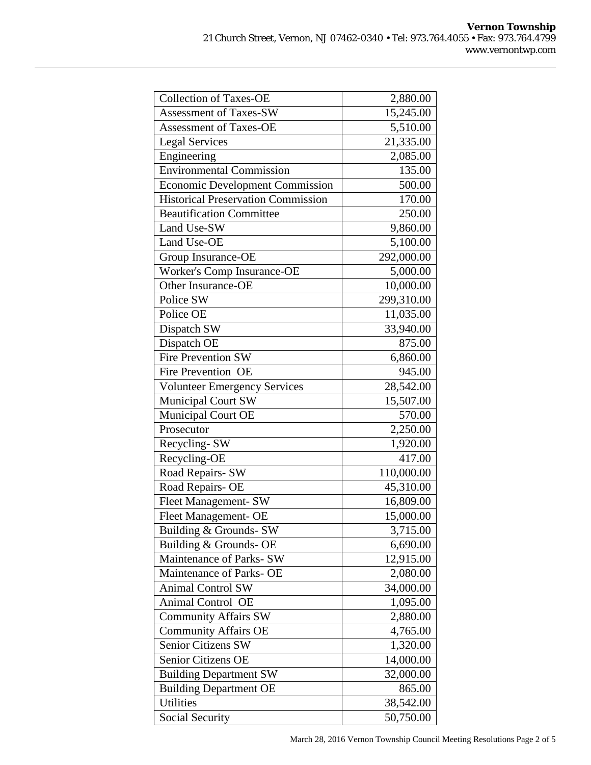| | |
|---|---|
| Collection of Taxes-OE | 2,880.00 |
| Assessment of Taxes-SW | 15,245.00 |
| Assessment of Taxes-OE | 5,510.00 |
| Legal Services | 21,335.00 |
| Engineering | 2,085.00 |
| Environmental Commission | 135.00 |
| Economic Development Commission | 500.00 |
| Historical Preservation Commission | 170.00 |
| Beautification Committee | 250.00 |
| Land Use-SW | 9,860.00 |
| Land Use-OE | 5,100.00 |
| Group Insurance-OE | 292,000.00 |
| Worker's Comp Insurance-OE | 5,000.00 |
| Other Insurance-OE | 10,000.00 |
| Police SW | 299,310.00 |
| Police OE | 11,035.00 |
| Dispatch SW | 33,940.00 |
| Dispatch OE | 875.00 |
| Fire Prevention SW | 6,860.00 |
| Fire Prevention OE | 945.00 |
| Volunteer Emergency Services | 28,542.00 |
| Municipal Court SW | 15,507.00 |
| Municipal Court OE | 570.00 |
| Prosecutor | 2,250.00 |
| Recycling- SW | 1,920.00 |
| Recycling-OE | 417.00 |
| Road Repairs- SW | 110,000.00 |
| Road Repairs- OE | 45,310.00 |
| Fleet Management- SW | 16,809.00 |
| Fleet Management- OE | 15,000.00 |
| Building & Grounds- SW | 3,715.00 |
| Building & Grounds- OE | 6,690.00 |
| Maintenance of Parks- SW | 12,915.00 |
| Maintenance of Parks- OE | 2,080.00 |
| Animal Control SW | 34,000.00 |
| Animal Control OE | 1,095.00 |
| Community Affairs SW | 2,880.00 |
| Community Affairs OE | 4,765.00 |
| Senior Citizens SW | 1,320.00 |
| Senior Citizens OE | 14,000.00 |
| Building Department SW | 32,000.00 |
| Building Department OE | 865.00 |
| Utilities | 38,542.00 |
| Social Security | 50,750.00 |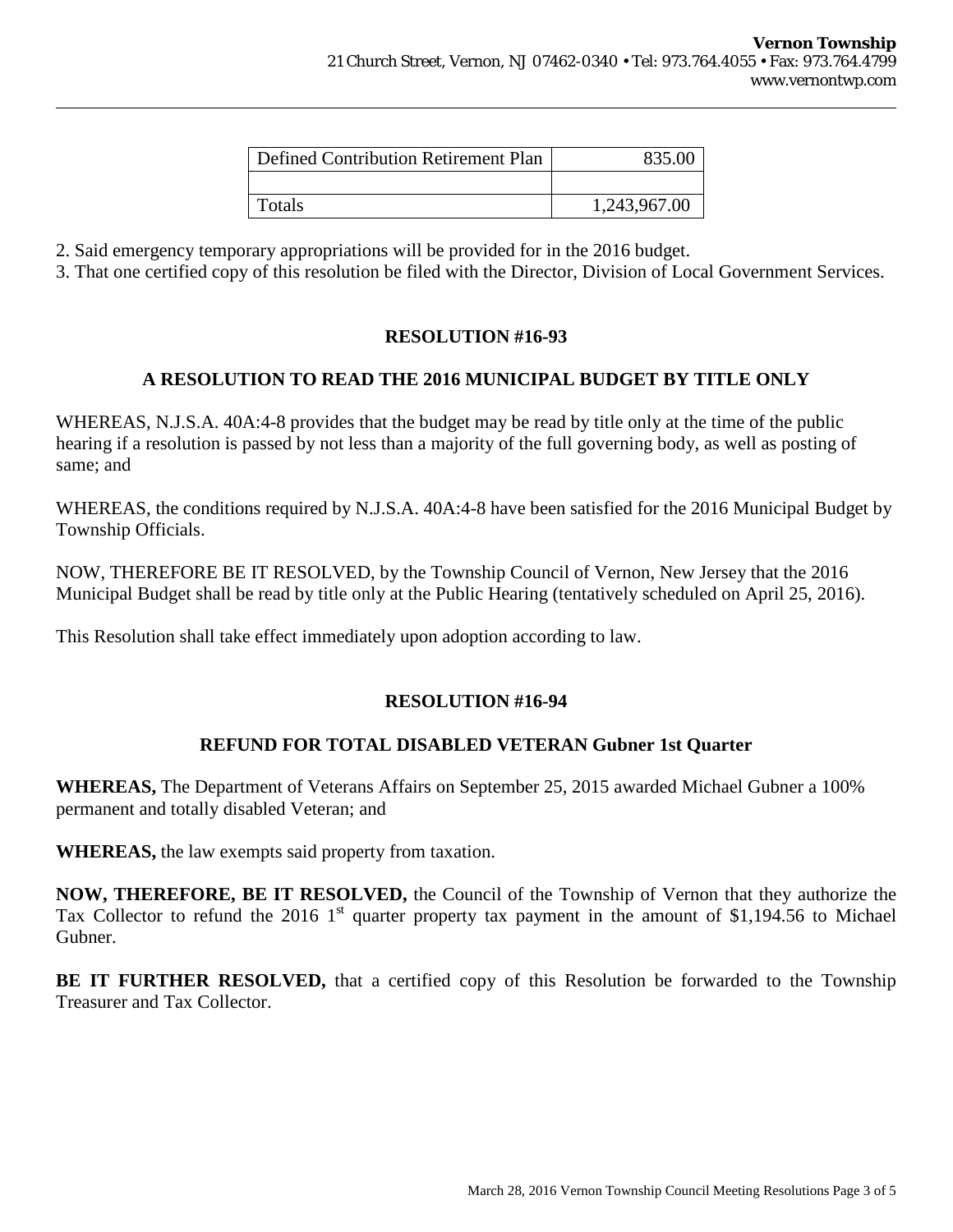| | |
|---|---|
| Defined Contribution Retirement Plan | 835.00 |
| | |
| Totals | 1,243,967.00 |

2. Said emergency temporary appropriations will be provided for in the 2016 budget.
3. That one certified copy of this resolution be filed with the Director, Division of Local Government Services.

**RESOLUTION #16-93**

**A RESOLUTION TO READ THE 2016 MUNICIPAL BUDGET BY TITLE ONLY**

WHEREAS, N.J.S.A. 40A:4-8 provides that the budget may be read by title only at the time of the public hearing if a resolution is passed by not less than a majority of the full governing body, as well as posting of same; and

WHEREAS, the conditions required by N.J.S.A. 40A:4-8 have been satisfied for the 2016 Municipal Budget by Township Officials.

NOW, THEREFORE BE IT RESOLVED, by the Township Council of Vernon, New Jersey that the 2016 Municipal Budget shall be read by title only at the Public Hearing (tentatively scheduled on April 25, 2016).

This Resolution shall take effect immediately upon adoption according to law.

**RESOLUTION #16-94**

**REFUND FOR TOTAL DISABLED VETERAN Gubner 1st Quarter**

**WHEREAS,** The Department of Veterans Affairs on September 25, 2015 awarded Michael Gubner a 100% permanent and totally disabled Veteran; and

**WHEREAS,** the law exempts said property from taxation.

**NOW, THEREFORE, BE IT RESOLVED,** the Council of the Township of Vernon that they authorize the Tax Collector to refund the 2016 1st quarter property tax payment in the amount of $1,194.56 to Michael Gubner.

**BE IT FURTHER RESOLVED,** that a certified copy of this Resolution be forwarded to the Township Treasurer and Tax Collector.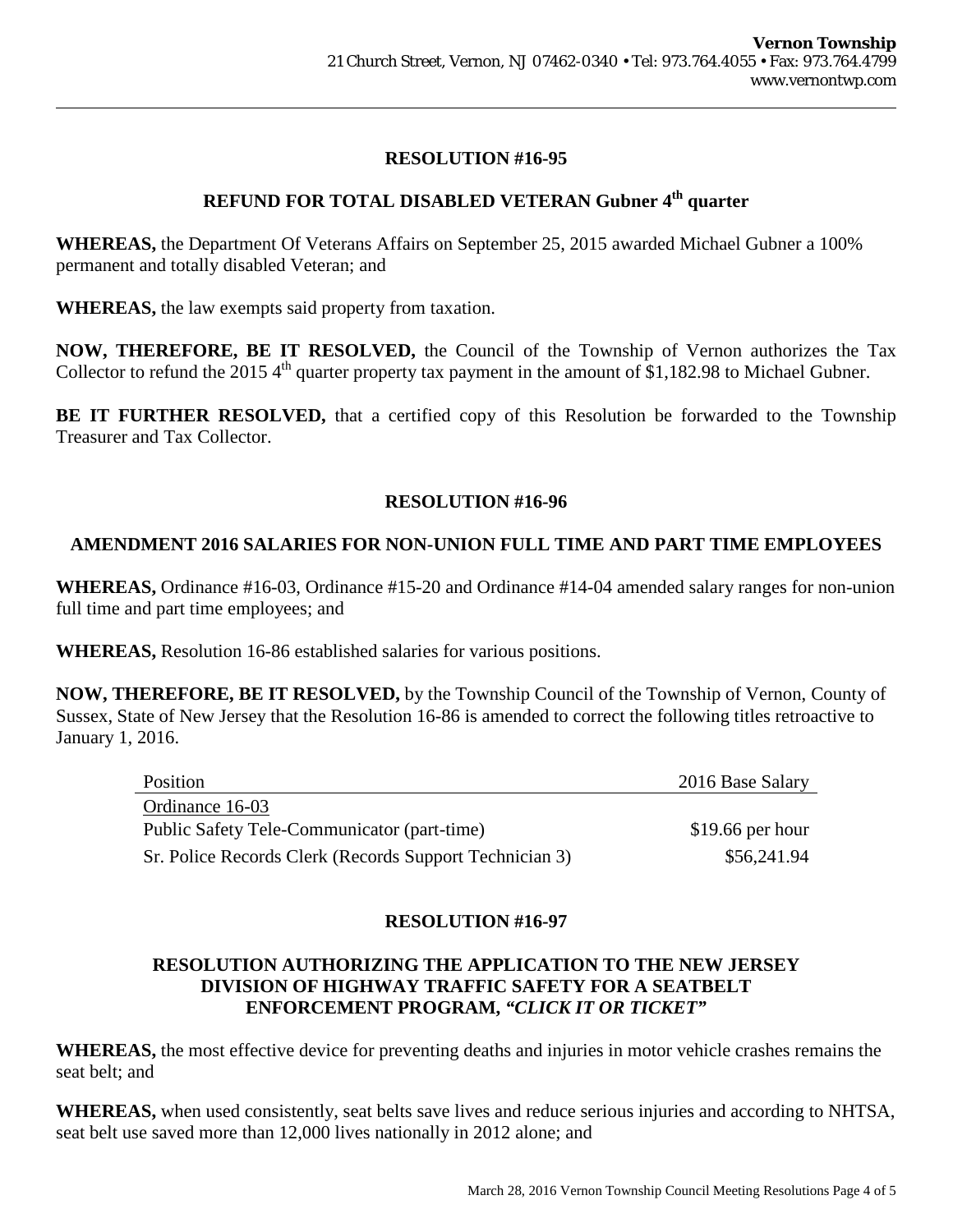### RESOLUTION #16-95

### REFUND FOR TOTAL DISABLED VETERAN Gubner 4th quarter

**WHEREAS,** the Department Of Veterans Affairs on September 25, 2015 awarded Michael Gubner a 100% permanent and totally disabled Veteran; and

**WHEREAS,** the law exempts said property from taxation.

**NOW, THEREFORE, BE IT RESOLVED,** the Council of the Township of Vernon authorizes the Tax Collector to refund the 2015 4th quarter property tax payment in the amount of $1,182.98 to Michael Gubner.

**BE IT FURTHER RESOLVED,** that a certified copy of this Resolution be forwarded to the Township Treasurer and Tax Collector.

### RESOLUTION #16-96

### AMENDMENT 2016 SALARIES FOR NON-UNION FULL TIME AND PART TIME EMPLOYEES

**WHEREAS,** Ordinance #16-03, Ordinance #15-20 and Ordinance #14-04 amended salary ranges for non-union full time and part time employees; and

**WHEREAS,** Resolution 16-86 established salaries for various positions.

**NOW, THEREFORE, BE IT RESOLVED,** by the Township Council of the Township of Vernon, County of Sussex, State of New Jersey that the Resolution 16-86 is amended to correct the following titles retroactive to January 1, 2016.

| Position | 2016 Base Salary |
|---|---|
| Ordinance 16-03 | |
| Public Safety Tele-Communicator (part-time) | $19.66 per hour |
| Sr. Police Records Clerk (Records Support Technician 3) | $56,241.94 |

### RESOLUTION #16-97

### RESOLUTION AUTHORIZING THE APPLICATION TO THE NEW JERSEY DIVISION OF HIGHWAY TRAFFIC SAFETY FOR A SEATBELT ENFORCEMENT PROGRAM, *"CLICK IT OR TICKET"*

**WHEREAS,** the most effective device for preventing deaths and injuries in motor vehicle crashes remains the seat belt; and

**WHEREAS,** when used consistently, seat belts save lives and reduce serious injuries and according to NHTSA, seat belt use saved more than 12,000 lives nationally in 2012 alone; and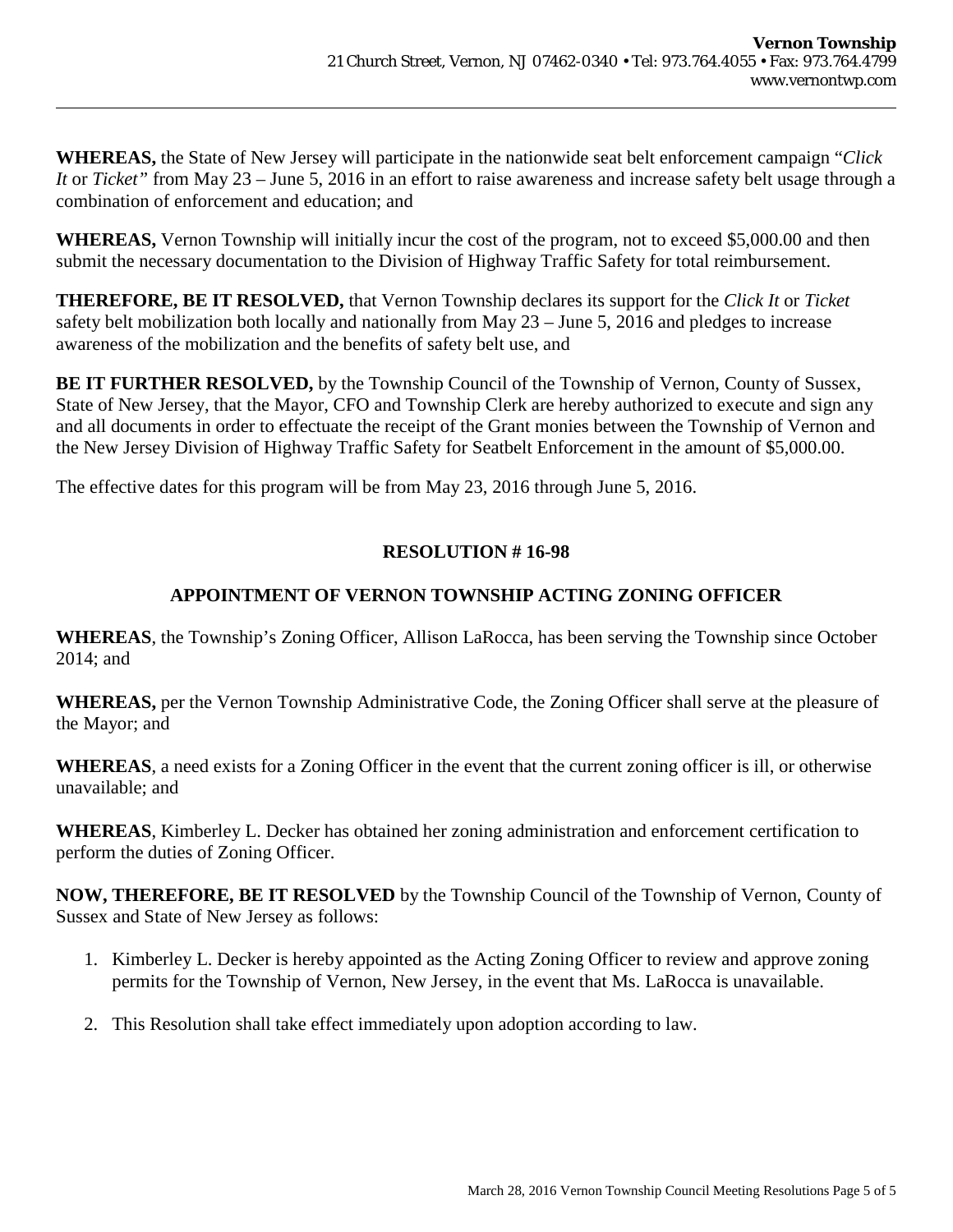**WHEREAS,** the State of New Jersey will participate in the nationwide seat belt enforcement campaign "*Click It* or *Ticket"* from May 23 – June 5, 2016 in an effort to raise awareness and increase safety belt usage through a combination of enforcement and education; and

**WHEREAS,** Vernon Township will initially incur the cost of the program, not to exceed $5,000.00 and then submit the necessary documentation to the Division of Highway Traffic Safety for total reimbursement.

**THEREFORE, BE IT RESOLVED,** that Vernon Township declares its support for the *Click It* or *Ticket* safety belt mobilization both locally and nationally from May 23 – June 5, 2016 and pledges to increase awareness of the mobilization and the benefits of safety belt use, and

**BE IT FURTHER RESOLVED,** by the Township Council of the Township of Vernon, County of Sussex, State of New Jersey, that the Mayor, CFO and Township Clerk are hereby authorized to execute and sign any and all documents in order to effectuate the receipt of the Grant monies between the Township of Vernon and the New Jersey Division of Highway Traffic Safety for Seatbelt Enforcement in the amount of $5,000.00.

The effective dates for this program will be from May 23, 2016 through June 5, 2016.

## RESOLUTION # 16-98

## APPOINTMENT OF VERNON TOWNSHIP ACTING ZONING OFFICER

**WHEREAS**, the Township's Zoning Officer, Allison LaRocca, has been serving the Township since October 2014; and

**WHEREAS,** per the Vernon Township Administrative Code, the Zoning Officer shall serve at the pleasure of the Mayor; and

**WHEREAS**, a need exists for a Zoning Officer in the event that the current zoning officer is ill, or otherwise unavailable; and

**WHEREAS**, Kimberley L. Decker has obtained her zoning administration and enforcement certification to perform the duties of Zoning Officer.

**NOW, THEREFORE, BE IT RESOLVED** by the Township Council of the Township of Vernon, County of Sussex and State of New Jersey as follows:

1. Kimberley L. Decker is hereby appointed as the Acting Zoning Officer to review and approve zoning permits for the Township of Vernon, New Jersey, in the event that Ms. LaRocca is unavailable.
2. This Resolution shall take effect immediately upon adoption according to law.